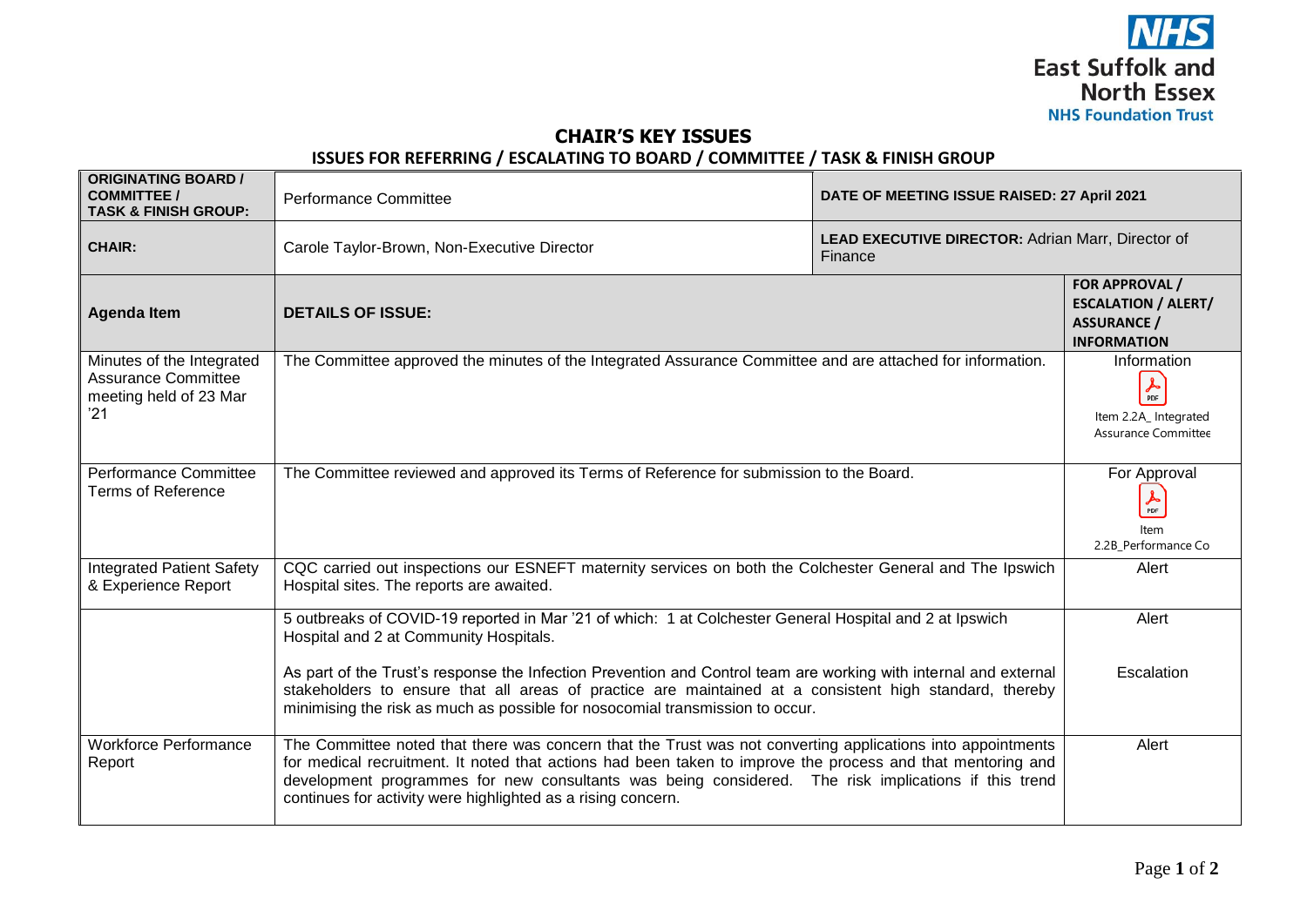# CHAIR'S KEY ISSUES

## ISSUES FOR REFERRING / ESCALATING TO BOARD / COMMITTEE / TASK & FINISH GROUP

| **ORIGINATING BOARD / COMMITTEE / TASK & FINISH GROUP:** | Performance Committee | **DATE OF MEETING ISSUE RAISED: 27 April 2021** | |
|---|---|---|---|
| **CHAIR:** | Carole Taylor-Brown, Non-Executive Director | **LEAD EXECUTIVE DIRECTOR:** Adrian Marr, Director of Finance | |
| **Agenda Item** | **DETAILS OF ISSUE:** | | **FOR APPROVAL / ESCALATION / ALERT/ ASSURANCE / INFORMATION** |
| Minutes of the Integrated Assurance Committee meeting held of 23 Mar '21 | The Committee approved the minutes of the Integrated Assurance Committee and are attached for information. | | Information<br>Item 2.2A_ Integrated Assurance Committee |
| Performance Committee Terms of Reference | The Committee reviewed and approved its Terms of Reference for submission to the Board. | | For Approval<br>Item 2.2B_Performance Co |
| Integrated Patient Safety & Experience Report | CQC carried out inspections our ESNEFT maternity services on both the Colchester General and The Ipswich Hospital sites. The reports are awaited. | | Alert |
| | 5 outbreaks of COVID-19 reported in Mar '21 of which: 1 at Colchester General Hospital and 2 at Ipswich Hospital and 2 at Community Hospitals.<br><br>As part of the Trust's response the Infection Prevention and Control team are working with internal and external stakeholders to ensure that all areas of practice are maintained at a consistent high standard, thereby minimising the risk as much as possible for nosocomial transmission to occur. | | Alert<br><br>Escalation |
| Workforce Performance Report | The Committee noted that there was concern that the Trust was not converting applications into appointments for medical recruitment. It noted that actions had been taken to improve the process and that mentoring and development programmes for new consultants was being considered. The risk implications if this trend continues for activity were highlighted as a rising concern. | | Alert |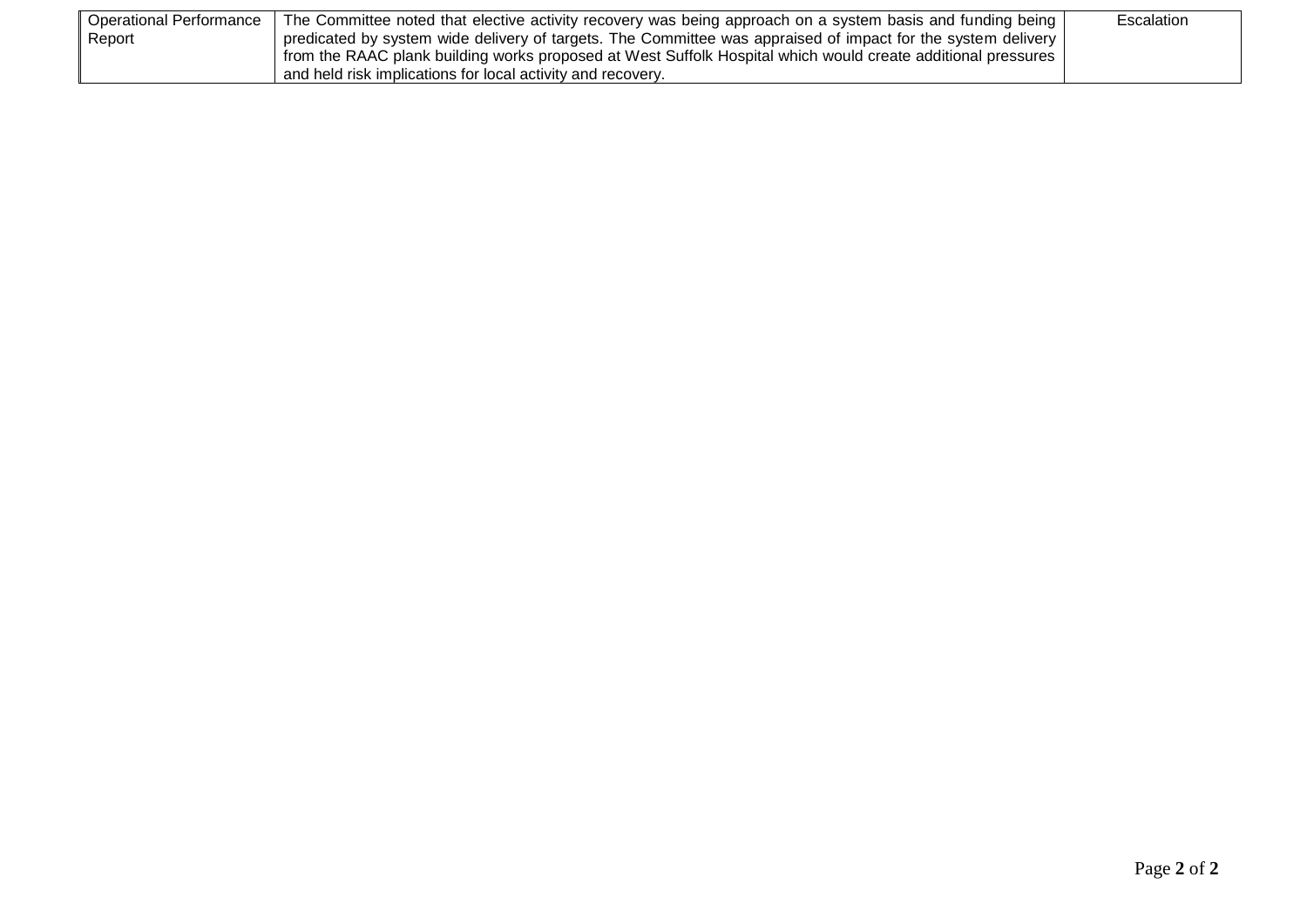| | | |
|---|---|---|
| Operational Performance Report | The Committee noted that elective activity recovery was being approach on a system basis and funding being predicated by system wide delivery of targets. The Committee was appraised of impact for the system delivery from the RAAC plank building works proposed at West Suffolk Hospital which would create additional pressures and held risk implications for local activity and recovery. | Escalation |